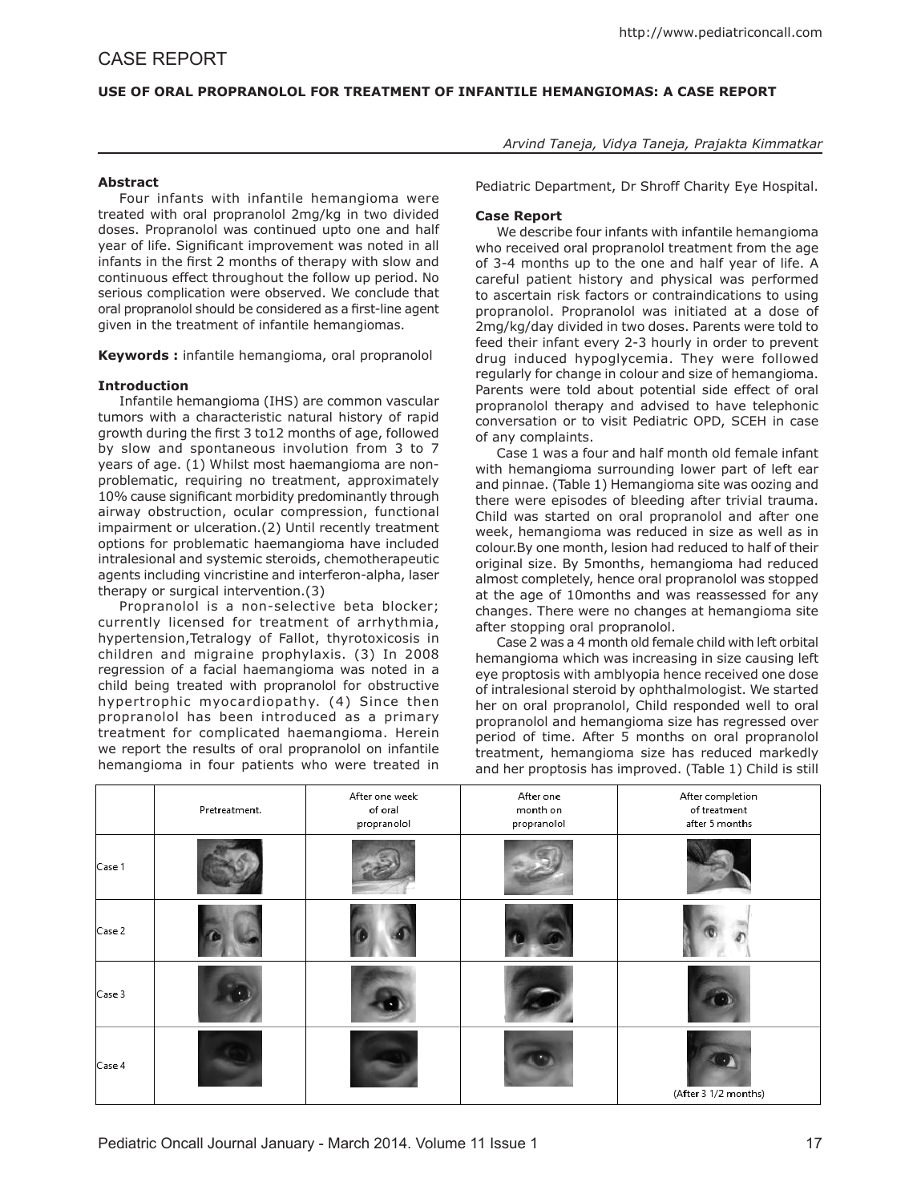# CASE REPORT

## USE OF ORAL PROPRANOLOL FOR TREATMENT OF INFANTILE HEMANGIOMAS: A CASE REPORT

*Arvind Taneja, Vidya Taneja, Prajakta Kimmatkar*

**Abstract**

Four infants with infantile hemangioma were treated with oral propranolol 2mg/kg in two divided doses. Propranolol was continued upto one and half year of life. Significant improvement was noted in all infants in the first 2 months of therapy with slow and continuous effect throughout the follow up period. No serious complication were observed. We conclude that oral propranolol should be considered as a first-line agent given in the treatment of infantile hemangiomas.

**Keywords :** infantile hemangioma, oral propranolol

**Introduction**

Infantile hemangioma (IHS) are common vascular tumors with a characteristic natural history of rapid growth during the first 3 to12 months of age, followed by slow and spontaneous involution from 3 to 7 years of age. (1) Whilst most haemangioma are non-problematic, requiring no treatment, approximately 10% cause significant morbidity predominantly through airway obstruction, ocular compression, functional impairment or ulceration.(2) Until recently treatment options for problematic haemangioma have included intralesional and systemic steroids, chemotherapeutic agents including vincristine and interferon-alpha, laser therapy or surgical intervention.(3)

Propranolol is a non-selective beta blocker; currently licensed for treatment of arrhythmia, hypertension,Tetralogy of Fallot, thyrotoxicosis in children and migraine prophylaxis. (3) In 2008 regression of a facial haemangioma was noted in a child being treated with propranolol for obstructive hypertrophic myocardiopathy. (4) Since then propranolol has been introduced as a primary treatment for complicated haemangioma. Herein we report the results of oral propranolol on infantile hemangioma in four patients who were treated in Pediatric Department, Dr Shroff Charity Eye Hospital.

**Case Report**

We describe four infants with infantile hemangioma who received oral propranolol treatment from the age of 3-4 months up to the one and half year of life. A careful patient history and physical was performed to ascertain risk factors or contraindications to using propranolol. Propranolol was initiated at a dose of 2mg/kg/day divided in two doses. Parents were told to feed their infant every 2-3 hourly in order to prevent drug induced hypoglycemia. They were followed regularly for change in colour and size of hemangioma. Parents were told about potential side effect of oral propranolol therapy and advised to have telephonic conversation or to visit Pediatric OPD, SCEH in case of any complaints.

Case 1 was a four and half month old female infant with hemangioma surrounding lower part of left ear and pinnae. (Table 1) Hemangioma site was oozing and there were episodes of bleeding after trivial trauma. Child was started on oral propranolol and after one week, hemangioma was reduced in size as well as in colour.By one month, lesion had reduced to half of their original size. By 5months, hemangioma had reduced almost completely, hence oral propranolol was stopped at the age of 10months and was reassessed for any changes. There were no changes at hemangioma site after stopping oral propranolol.

Case 2 was a 4 month old female child with left orbital hemangioma which was increasing in size causing left eye proptosis with amblyopia hence received one dose of intralesional steroid by ophthalmologist. We started her on oral propranolol, Child responded well to oral propranolol and hemangioma size has regressed over period of time. After 5 months on oral propranolol treatment, hemangioma size has reduced markedly and her proptosis has improved. (Table 1) Child is still

| | Pretreatment. | After one week of oral propranolol | After one month on propranolol | After completion of treatment after 5 months |
|---|---|---|---|---|
| Case 1 | | | | |
| Case 2 | | | | |
| Case 3 | | | | |
| Case 4 | | | | (After 3 1/2 months) |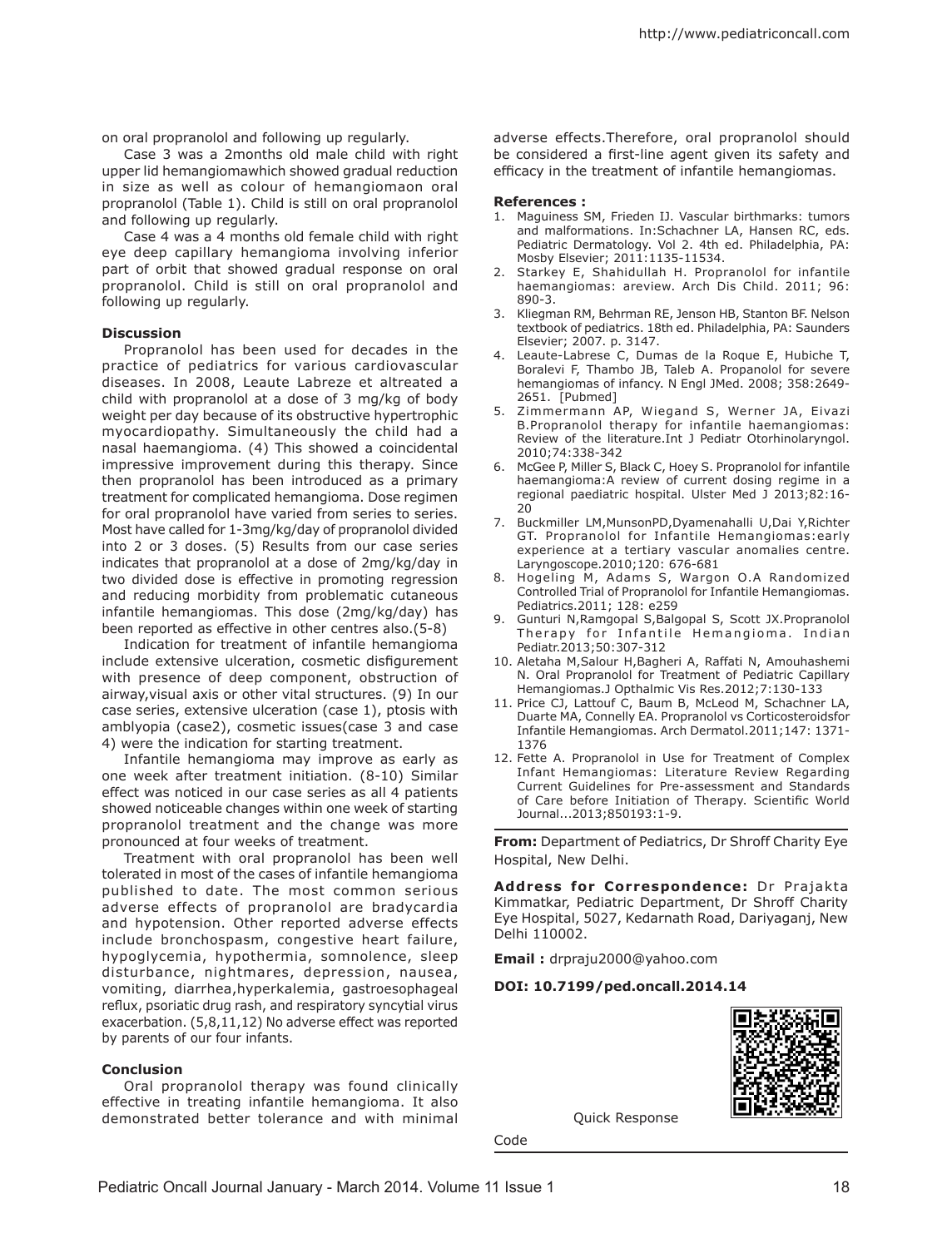on oral propranolol and following up regularly.

Case 3 was a 2months old male child with right upper lid hemangiomawhich showed gradual reduction in size as well as colour of hemangiomaon oral propranolol (Table 1). Child is still on oral propranolol and following up regularly.

Case 4 was a 4 months old female child with right eye deep capillary hemangioma involving inferior part of orbit that showed gradual response on oral propranolol. Child is still on oral propranolol and following up regularly.

**Discussion**

Propranolol has been used for decades in the practice of pediatrics for various cardiovascular diseases. In 2008, Leaute Labreze et altreated a child with propranolol at a dose of 3 mg/kg of body weight per day because of its obstructive hypertrophic myocardiopathy. Simultaneously the child had a nasal haemangioma. (4) This showed a coincidental impressive improvement during this therapy. Since then propranolol has been introduced as a primary treatment for complicated hemangioma. Dose regimen for oral propranolol have varied from series to series. Most have called for 1-3mg/kg/day of propranolol divided into 2 or 3 doses. (5) Results from our case series indicates that propranolol at a dose of 2mg/kg/day in two divided dose is effective in promoting regression and reducing morbidity from problematic cutaneous infantile hemangiomas. This dose (2mg/kg/day) has been reported as effective in other centres also.(5-8)

Indication for treatment of infantile hemangioma include extensive ulceration, cosmetic disfigurement with presence of deep component, obstruction of airway,visual axis or other vital structures. (9) In our case series, extensive ulceration (case 1), ptosis with amblyopia (case2), cosmetic issues(case 3 and case 4) were the indication for starting treatment.

Infantile hemangioma may improve as early as one week after treatment initiation. (8-10) Similar effect was noticed in our case series as all 4 patients showed noticeable changes within one week of starting propranolol treatment and the change was more pronounced at four weeks of treatment.

Treatment with oral propranolol has been well tolerated in most of the cases of infantile hemangioma published to date. The most common serious adverse effects of propranolol are bradycardia and hypotension. Other reported adverse effects include bronchospasm, congestive heart failure, hypoglycemia, hypothermia, somnolence, sleep disturbance, nightmares, depression, nausea, vomiting, diarrhea,hyperkalemia, gastroesophageal reflux, psoriatic drug rash, and respiratory syncytial virus exacerbation. (5,8,11,12) No adverse effect was reported by parents of our four infants.

**Conclusion**

Oral propranolol therapy was found clinically effective in treating infantile hemangioma. It also demonstrated better tolerance and with minimal adverse effects.Therefore, oral propranolol should be considered a first-line agent given its safety and efficacy in the treatment of infantile hemangiomas.

**References :**

1. Maguiness SM, Frieden IJ. Vascular birthmarks: tumors and malformations. In:Schachner LA, Hansen RC, eds. Pediatric Dermatology. Vol 2. 4th ed. Philadelphia, PA: Mosby Elsevier; 2011:1135-11534.
2. Starkey E, Shahidullah H. Propranolol for infantile haemangiomas: areview. Arch Dis Child. 2011; 96: 890-3.
3. Kliegman RM, Behrman RE, Jenson HB, Stanton BF. Nelson textbook of pediatrics. 18th ed. Philadelphia, PA: Saunders Elsevier; 2007. p. 3147.
4. Leaute-Labrese C, Dumas de la Roque E, Hubiche T, Boralevi F, Thambo JB, Taleb A. Propanolol for severe hemangiomas of infancy. N Engl JMed. 2008; 358:2649-2651. [Pubmed]
5. Zimmermann AP, Wiegand S, Werner JA, Eivazi B.Propranolol therapy for infantile haemangiomas: Review of the literature.Int J Pediatr Otorhinolaryngol. 2010;74:338-342
6. McGee P, Miller S, Black C, Hoey S. Propranolol for infantile haemangioma:A review of current dosing regime in a regional paediatric hospital. Ulster Med J 2013;82:16-20
7. Buckmiller LM,MunsonPD,Dyamenahalli U,Dai Y,Richter GT. Propranolol for Infantile Hemangiomas:early experience at a tertiary vascular anomalies centre. Laryngoscope.2010;120: 676-681
8. Hogeling M, Adams S, Wargon O.A Randomized Controlled Trial of Propranolol for Infantile Hemangiomas. Pediatrics.2011; 128: e259
9. Gunturi N,Ramgopal S,Balgopal S, Scott JX.Propranolol Therapy for Infantile Hemangioma. Indian Pediatr.2013;50:307-312
10. Aletaha M,Salour H,Bagheri A, Raffati N, Amouhashemi N. Oral Propranolol for Treatment of Pediatric Capillary Hemangiomas.J Opthalmic Vis Res.2012;7:130-133
11. Price CJ, Lattouf C, Baum B, McLeod M, Schachner LA, Duarte MA, Connelly EA. Propranolol vs Corticosteroidsfor Infantile Hemangiomas. Arch Dermatol.2011;147: 1371-1376
12. Fette A. Propranolol in Use for Treatment of Complex Infant Hemangiomas: Literature Review Regarding Current Guidelines for Pre-assessment and Standards of Care before Initiation of Therapy. Scientific World Journal...2013;850193:1-9.

**From:** Department of Pediatrics, Dr Shroff Charity Eye Hospital, New Delhi.

**Address for Correspondence:** Dr Prajakta Kimmatkar, Pediatric Department, Dr Shroff Charity Eye Hospital, 5027, Kedarnath Road, Dariyaganj, New Delhi 110002.

**Email :** drpraju2000@yahoo.com

**DOI: 10.7199/ped.oncall.2014.14**

Quick Response Code